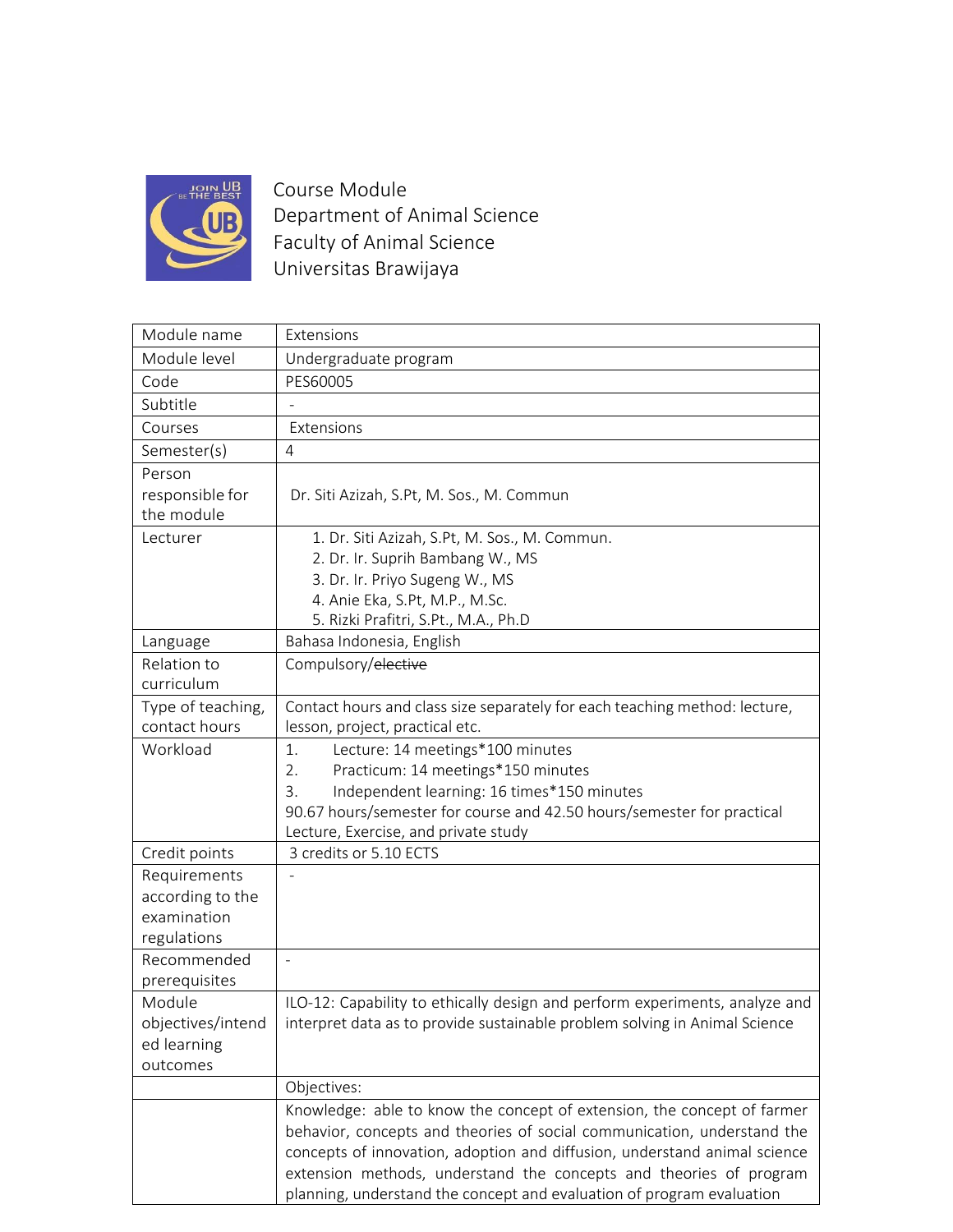Course Module
Department of Animal Science
Faculty of Animal Science
Universitas Brawijaya

| Module name | Extensions |
|---|---|
| Module level | Undergraduate program |
| Code | PES60005 |
| Subtitle | - |
| Courses | Extensions |
| Semester(s) | 4 |
| Person responsible for the module | Dr. Siti Azizah, S.Pt, M. Sos., M. Commun |
| Lecturer | 1. Dr. Siti Azizah, S.Pt, M. Sos., M. Commun.<br>2. Dr. Ir. Suprih Bambang W., MS<br>3. Dr. Ir. Priyo Sugeng W., MS<br>4. Anie Eka, S.Pt, M.P., M.Sc.<br>5. Rizki Prafitri, S.Pt., M.A., Ph.D |
| Language | Bahasa Indonesia, English |
| Relation to curriculum | Compulsory/~~elective~~ |
| Type of teaching, contact hours | Contact hours and class size separately for each teaching method: lecture, lesson, project, practical etc. |
| Workload | 1. Lecture: 14 meetings*100 minutes<br>2. Practicum: 14 meetings*150 minutes<br>3. Independent learning: 16 times*150 minutes<br>90.67 hours/semester for course and 42.50 hours/semester for practical Lecture, Exercise, and private study |
| Credit points | 3 credits or 5.10 ECTS |
| Requirements according to the examination regulations | - |
| Recommended prerequisites | - |
| Module objectives/intended learning outcomes | ILO-12: Capability to ethically design and perform experiments, analyze and interpret data as to provide sustainable problem solving in Animal Science |
| | Objectives: |
| | Knowledge: able to know the concept of extension, the concept of farmer behavior, concepts and theories of social communication, understand the concepts of innovation, adoption and diffusion, understand animal science extension methods, understand the concepts and theories of program planning, understand the concept and evaluation of program evaluation |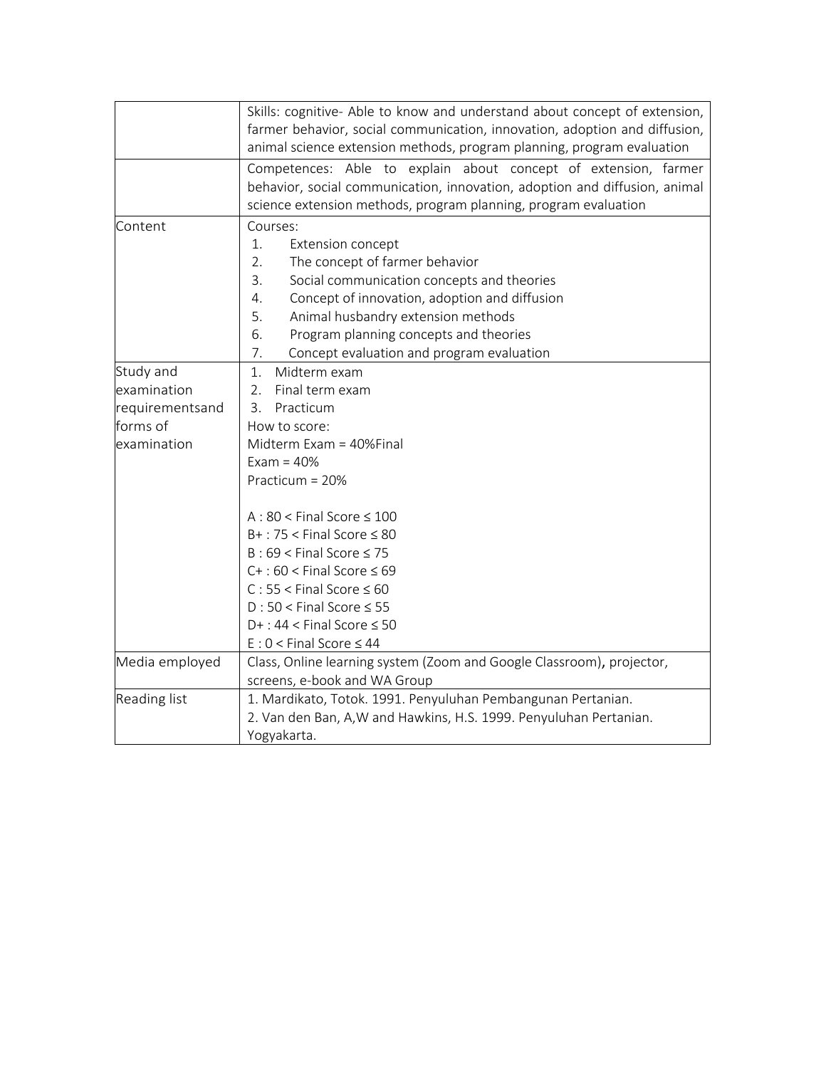| | |
|---|---|
| | Skills: cognitive- Able to know and understand about concept of extension, farmer behavior, social communication, innovation, adoption and diffusion, animal science extension methods, program planning, program evaluation |
| | Competences: Able to explain about concept of extension, farmer behavior, social communication, innovation, adoption and diffusion, animal science extension methods, program planning, program evaluation |
| Content | Courses:<br>1. Extension concept<br>2. The concept of farmer behavior<br>3. Social communication concepts and theories<br>4. Concept of innovation, adoption and diffusion<br>5. Animal husbandry extension methods<br>6. Program planning concepts and theories<br>7. Concept evaluation and program evaluation |
| Study and examination requirementsand forms of examination | 1. Midterm exam<br>2. Final term exam<br>3. Practicum<br>How to score:<br>Midterm Exam = 40%Final<br>Exam = 40%<br>Practicum = 20%<br><br>A : 80 < Final Score ≤ 100<br>B+ : 75 < Final Score ≤ 80<br>B : 69 < Final Score ≤ 75<br>C+ : 60 < Final Score ≤ 69<br>C : 55 < Final Score ≤ 60<br>D : 50 < Final Score ≤ 55<br>D+ : 44 < Final Score ≤ 50<br>E : 0 < Final Score ≤ 44 |
| Media employed | Class, Online learning system (Zoom and Google Classroom), projector, screens, e-book and WA Group |
| Reading list | 1. Mardikato, Totok. 1991. Penyuluhan Pembangunan Pertanian.<br>2. Van den Ban, A,W and Hawkins, H.S. 1999. Penyuluhan Pertanian. Yogyakarta. |